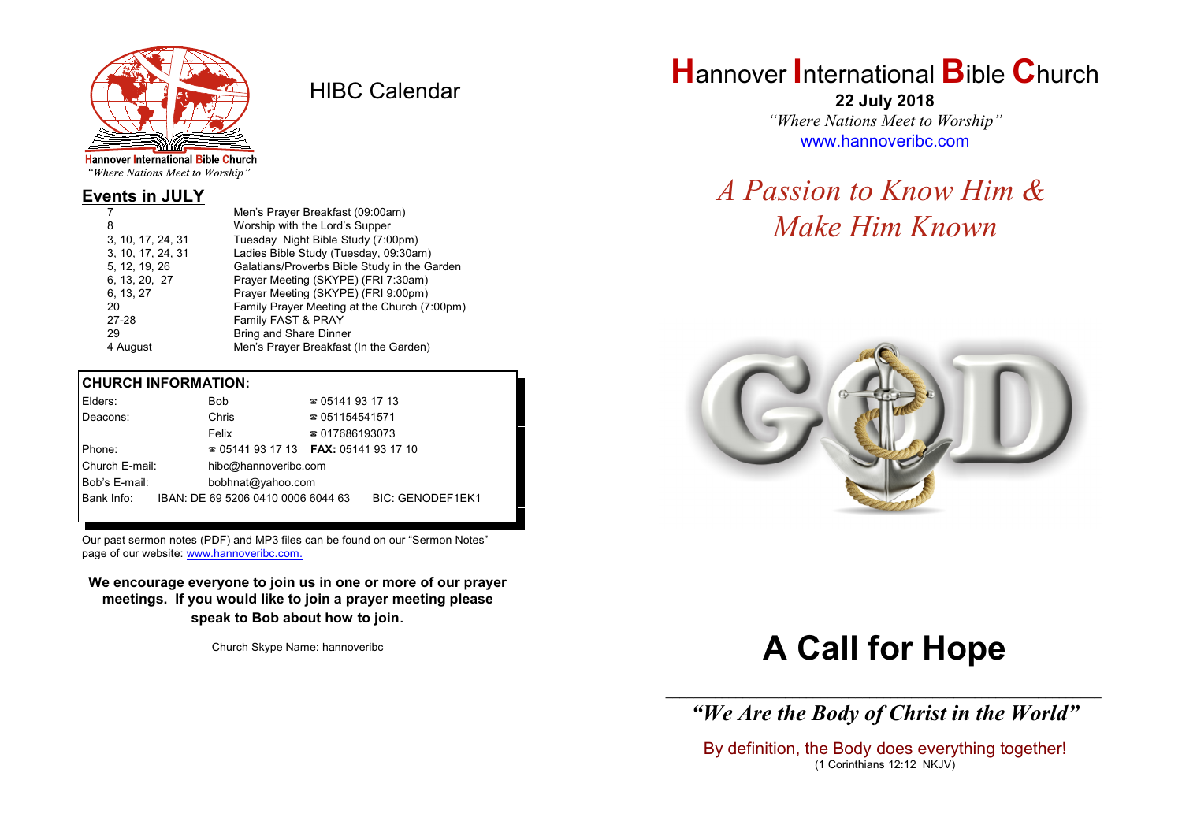Hannover International Bible Church
*"Where Nations Meet to Worship"*

# HIBC Calendar

## Events in JULY

| | |
|---|---|
| 7 | Men's Prayer Breakfast (09:00am) |
| 8 | Worship with the Lord's Supper |
| 3, 10, 17, 24, 31 | Tuesday Night Bible Study (7:00pm) |
| 3, 10, 17, 24, 31 | Ladies Bible Study (Tuesday, 09:30am) |
| 5, 12, 19, 26 | Galatians/Proverbs Bible Study in the Garden |
| 6, 13, 20, 27 | Prayer Meeting (SKYPE) (FRI 7:30am) |
| 6, 13, 27 | Prayer Meeting (SKYPE) (FRI 9:00pm) |
| 20 | Family Prayer Meeting at the Church (7:00pm) |
| 27-28 | Family FAST & PRAY |
| 29 | Bring and Share Dinner |
| 4 August | Men's Prayer Breakfast (In the Garden) |

**CHURCH INFORMATION:**

| | | |
|---|---|---|
| Elders: | Bob | ☎ 05141 93 17 13 |
| Deacons: | Chris | ☎ 051154541571 |
| | Felix | ☎ 017686193073 |
| Phone: | ☎ 05141 93 17 13 | **FAX:** 05141 93 17 10 |
| Church E-mail: | hibc@hannoveribc.com | |
| Bob's E-mail: | bobhnat@yahoo.com | |
| Bank Info: | IBAN: DE 69 5206 0410 0006 6044 63 | BIC: GENODEF1EK1 |

Our past sermon notes (PDF) and MP3 files can be found on our "Sermon Notes" page of our website: www.hannoveribc.com.

**We encourage everyone to join us in one or more of our prayer meetings. If you would like to join a prayer meeting please speak to Bob about how to join.**

Church Skype Name: hannoveribc

# Hannover International Bible Church

**22 July 2018**

*"Where Nations Meet to Worship"*

www.hannoveribc.com

*A Passion to Know Him & Make Him Known*

# A Call for Hope

***"We Are the Body of Christ in the World"***

By definition, the Body does everything together!
(1 Corinthians 12:12 NKJV)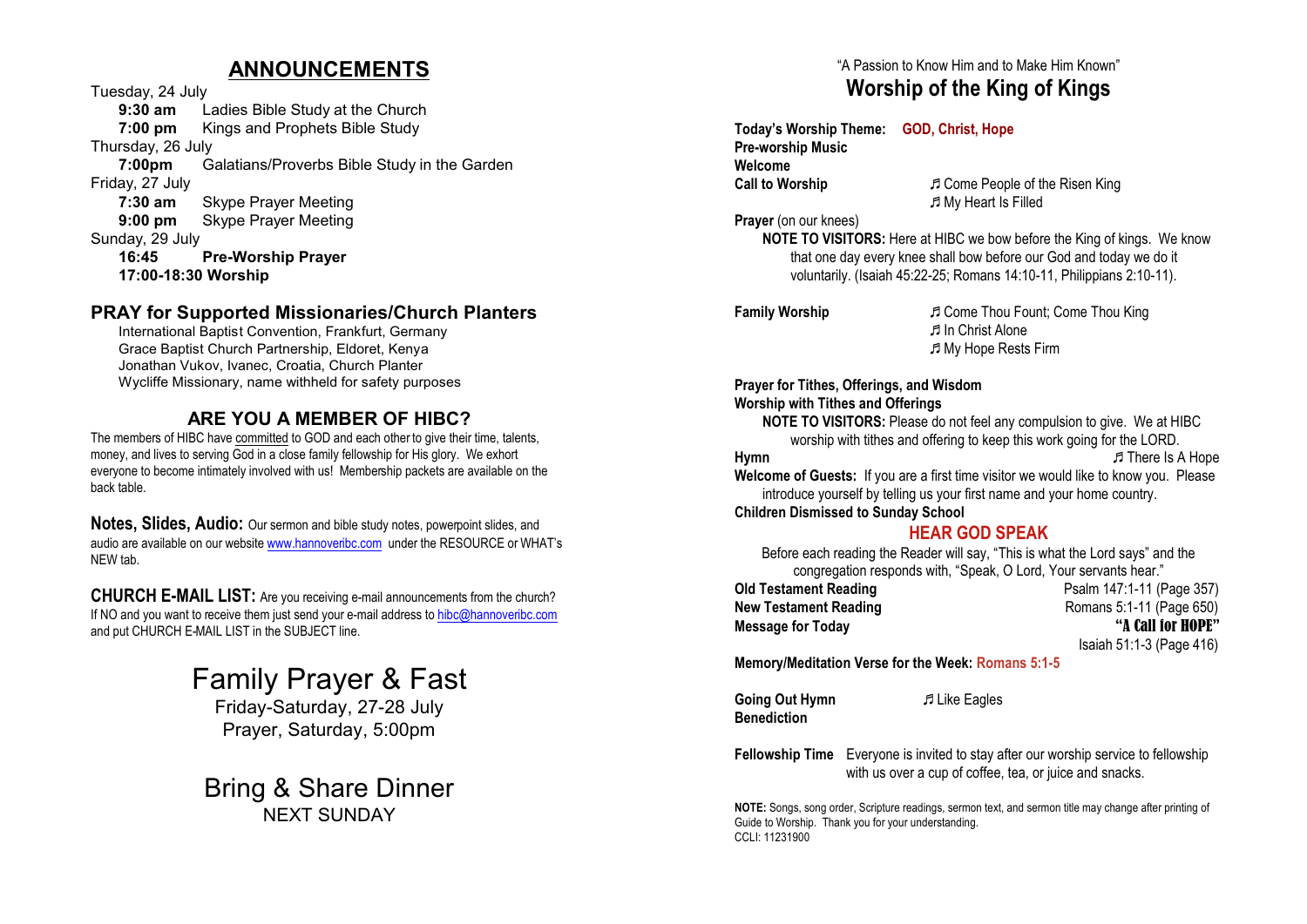## ANNOUNCEMENTS

Tuesday, 24 July
**9:30 am** Ladies Bible Study at the Church
**7:00 pm** Kings and Prophets Bible Study

Thursday, 26 July
**7:00pm** Galatians/Proverbs Bible Study in the Garden

Friday, 27 July
**7:30 am** Skype Prayer Meeting
**9:00 pm** Skype Prayer Meeting

Sunday, 29 July
**16:45 Pre-Worship Prayer**
**17:00-18:30 Worship**

### PRAY for Supported Missionaries/Church Planters

International Baptist Convention, Frankfurt, Germany
Grace Baptist Church Partnership, Eldoret, Kenya
Jonathan Vukov, Ivanec, Croatia, Church Planter
Wycliffe Missionary, name withheld for safety purposes

### ARE YOU A MEMBER OF HIBC?

The members of HIBC have committed to GOD and each other to give their time, talents, money, and lives to serving God in a close family fellowship for His glory. We exhort everyone to become intimately involved with us! Membership packets are available on the back table.

**Notes, Slides, Audio:** Our sermon and bible study notes, powerpoint slides, and audio are available on our website www.hannoveribc.com under the RESOURCE or WHAT's NEW tab.

**CHURCH E-MAIL LIST:** Are you receiving e-mail announcements from the church? If NO and you want to receive them just send your e-mail address to hibc@hannoveribc.com and put CHURCH E-MAIL LIST in the SUBJECT line.

# Family Prayer & Fast

Friday-Saturday, 27-28 July
Prayer, Saturday, 5:00pm

# Bring & Share Dinner

NEXT SUNDAY

"A Passion to Know Him and to Make Him Known"

# Worship of the King of Kings

**Today's Worship Theme: GOD, Christ, Hope**

**Pre-worship Music**

**Welcome**

**Call to Worship** ♬ Come People of the Risen King
♬ My Heart Is Filled

**Prayer** (on our knees)
**NOTE TO VISITORS:** Here at HIBC we bow before the King of kings. We know that one day every knee shall bow before our God and today we do it voluntarily. (Isaiah 45:22-25; Romans 14:10-11, Philippians 2:10-11).

**Family Worship** ♬ Come Thou Fount; Come Thou King
♬ In Christ Alone
♬ My Hope Rests Firm

**Prayer for Tithes, Offerings, and Wisdom**

**Worship with Tithes and Offerings**
**NOTE TO VISITORS:** Please do not feel any compulsion to give. We at HIBC worship with tithes and offering to keep this work going for the LORD.

**Hymn** ♬ There Is A Hope

**Welcome of Guests:** If you are a first time visitor we would like to know you. Please introduce yourself by telling us your first name and your home country.

**Children Dismissed to Sunday School**

## HEAR GOD SPEAK

Before each reading the Reader will say, "This is what the Lord says" and the congregation responds with, "Speak, O Lord, Your servants hear."

**Old Testament Reading** Psalm 147:1-11 (Page 357)
**New Testament Reading** Romans 5:1-11 (Page 650)
**Message for Today** **"A Call for HOPE"**
Isaiah 51:1-3 (Page 416)

**Memory/Meditation Verse for the Week: Romans 5:1-5**

**Going Out Hymn** ♬ Like Eagles
**Benediction**

**Fellowship Time** Everyone is invited to stay after our worship service to fellowship with us over a cup of coffee, tea, or juice and snacks.

**NOTE:** Songs, song order, Scripture readings, sermon text, and sermon title may change after printing of Guide to Worship. Thank you for your understanding.
CCLI: 11231900